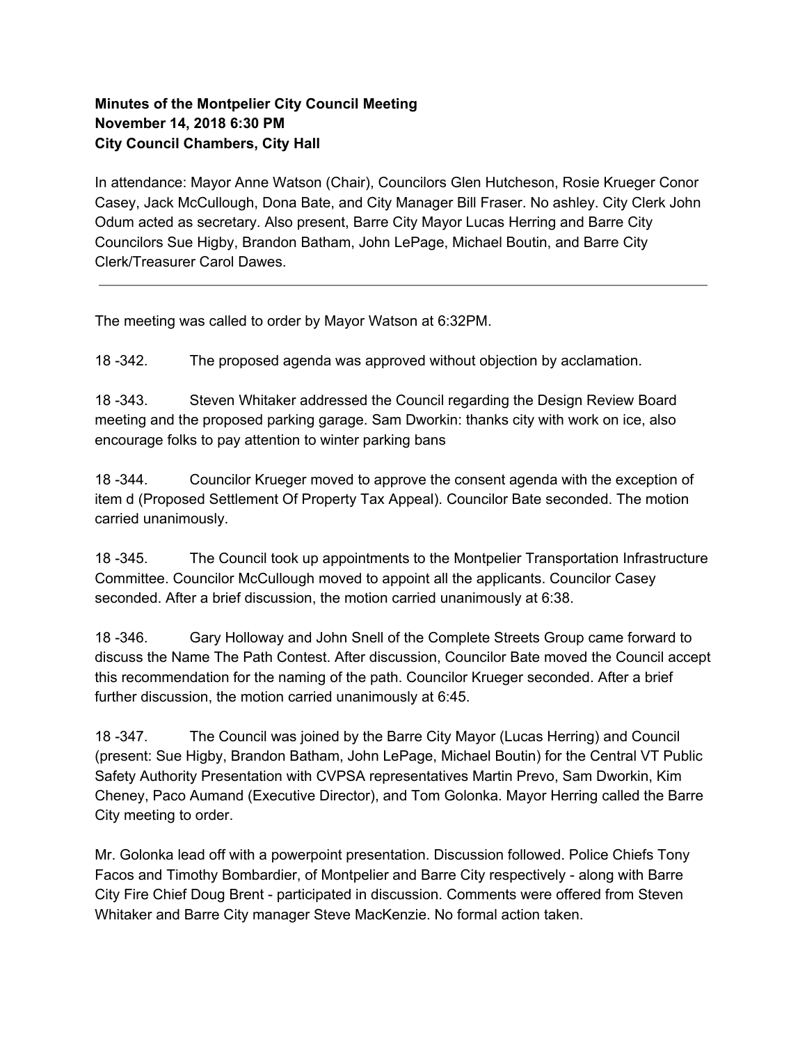**Minutes of the Montpelier City Council Meeting**
**November 14, 2018 6:30 PM**
**City Council Chambers, City Hall**

In attendance: Mayor Anne Watson (Chair), Councilors Glen Hutcheson, Rosie Krueger Conor Casey, Jack McCullough, Dona Bate, and City Manager Bill Fraser. No ashley. City Clerk John Odum acted as secretary. Also present, Barre City Mayor Lucas Herring and Barre City Councilors Sue Higby, Brandon Batham, John LePage, Michael Boutin, and Barre City Clerk/Treasurer Carol Dawes.

---

The meeting was called to order by Mayor Watson at 6:32PM.

18 -342. The proposed agenda was approved without objection by acclamation.

18 -343. Steven Whitaker addressed the Council regarding the Design Review Board meeting and the proposed parking garage. Sam Dworkin: thanks city with work on ice, also encourage folks to pay attention to winter parking bans

18 -344. Councilor Krueger moved to approve the consent agenda with the exception of item d (Proposed Settlement Of Property Tax Appeal). Councilor Bate seconded. The motion carried unanimously.

18 -345. The Council took up appointments to the Montpelier Transportation Infrastructure Committee. Councilor McCullough moved to appoint all the applicants. Councilor Casey seconded. After a brief discussion, the motion carried unanimously at 6:38.

18 -346. Gary Holloway and John Snell of the Complete Streets Group came forward to discuss the Name The Path Contest. After discussion, Councilor Bate moved the Council accept this recommendation for the naming of the path. Councilor Krueger seconded. After a brief further discussion, the motion carried unanimously at 6:45.

18 -347. The Council was joined by the Barre City Mayor (Lucas Herring) and Council (present: Sue Higby, Brandon Batham, John LePage, Michael Boutin) for the Central VT Public Safety Authority Presentation with CVPSA representatives Martin Prevo, Sam Dworkin, Kim Cheney, Paco Aumand (Executive Director), and Tom Golonka. Mayor Herring called the Barre City meeting to order.

Mr. Golonka lead off with a powerpoint presentation. Discussion followed. Police Chiefs Tony Facos and Timothy Bombardier, of Montpelier and Barre City respectively - along with Barre City Fire Chief Doug Brent - participated in discussion. Comments were offered from Steven Whitaker and Barre City manager Steve MacKenzie. No formal action taken.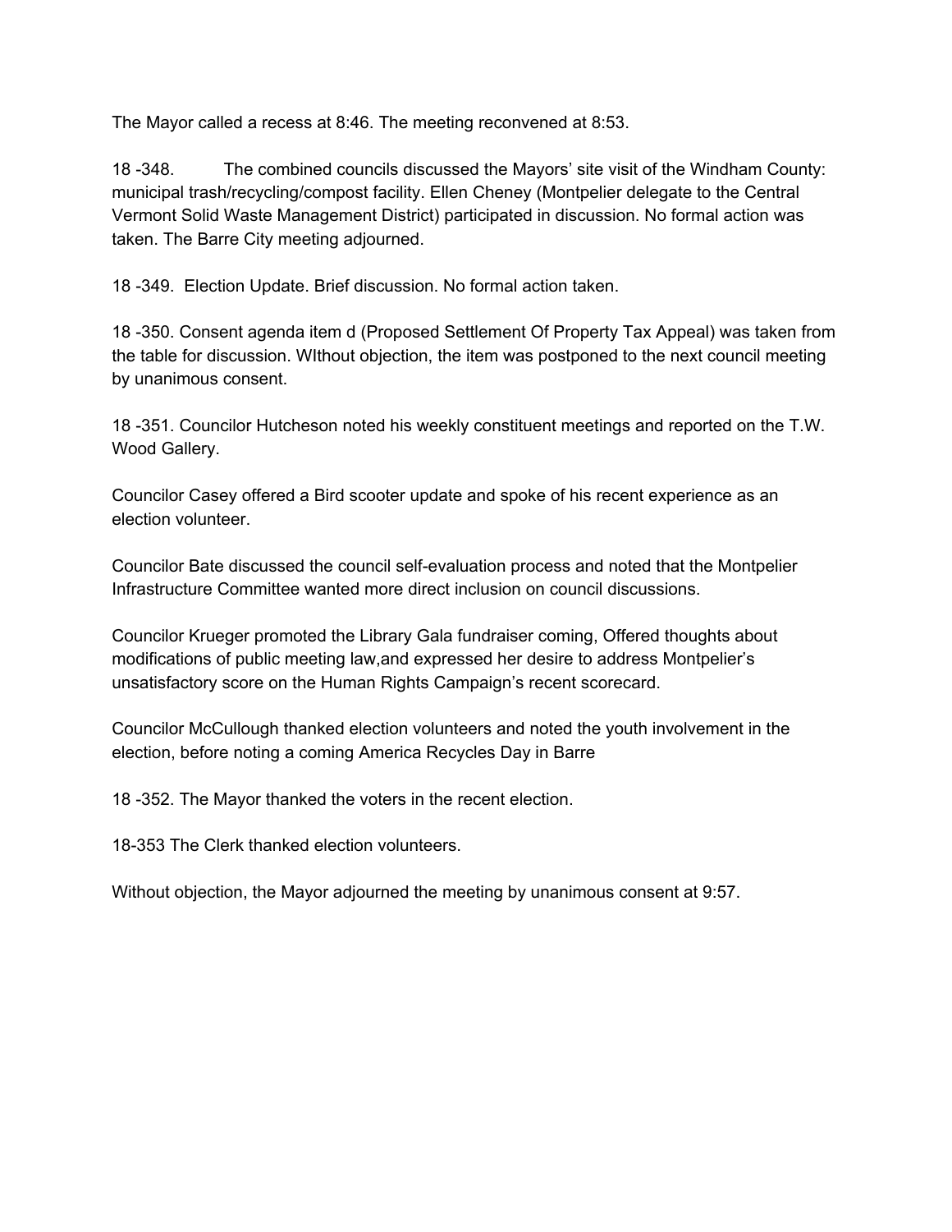The Mayor called a recess at 8:46. The meeting reconvened at 8:53.

18 -348. The combined councils discussed the Mayors' site visit of the Windham County: municipal trash/recycling/compost facility. Ellen Cheney (Montpelier delegate to the Central Vermont Solid Waste Management District) participated in discussion. No formal action was taken. The Barre City meeting adjourned.

18 -349. Election Update. Brief discussion. No formal action taken.

18 -350. Consent agenda item d (Proposed Settlement Of Property Tax Appeal) was taken from the table for discussion. WIthout objection, the item was postponed to the next council meeting by unanimous consent.

18 -351. Councilor Hutcheson noted his weekly constituent meetings and reported on the T.W. Wood Gallery.

Councilor Casey offered a Bird scooter update and spoke of his recent experience as an election volunteer.

Councilor Bate discussed the council self-evaluation process and noted that the Montpelier Infrastructure Committee wanted more direct inclusion on council discussions.

Councilor Krueger promoted the Library Gala fundraiser coming, Offered thoughts about modifications of public meeting law,and expressed her desire to address Montpelier's unsatisfactory score on the Human Rights Campaign's recent scorecard.

Councilor McCullough thanked election volunteers and noted the youth involvement in the election, before noting a coming America Recycles Day in Barre

18 -352. The Mayor thanked the voters in the recent election.

18-353 The Clerk thanked election volunteers.

Without objection, the Mayor adjourned the meeting by unanimous consent at 9:57.